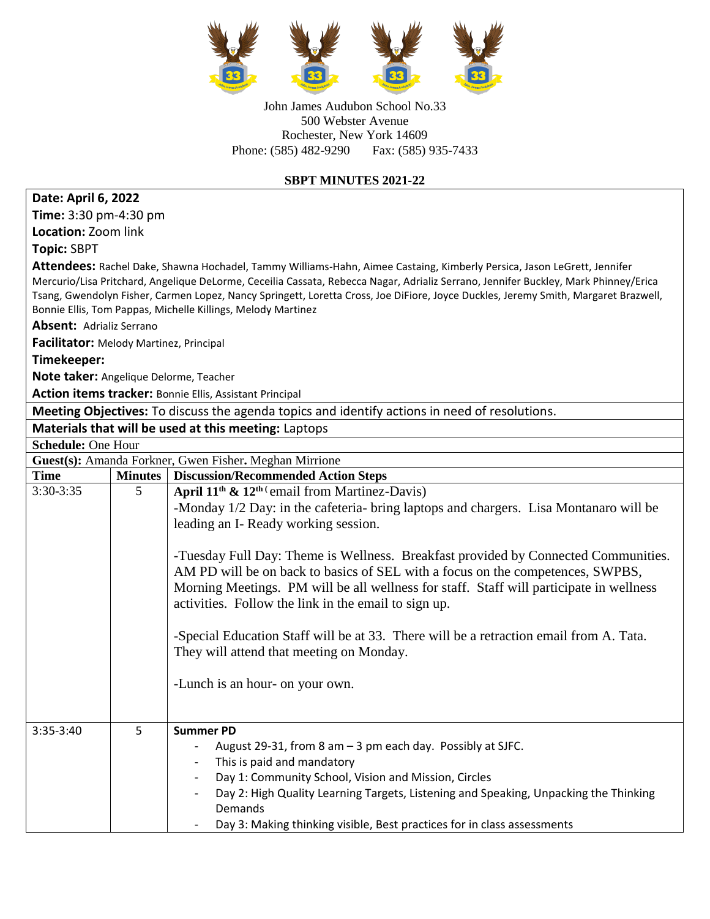John James Audubon School No.33
500 Webster Avenue
Rochester, New York 14609
Phone: (585) 482-9290 Fax: (585) 935-7433

**SBPT MINUTES 2021-22**

**Date: April 6, 2022**

**Time:** 3:30 pm-4:30 pm

**Location:** Zoom link

**Topic:** SBPT

**Attendees:** Rachel Dake, Shawna Hochadel, Tammy Williams-Hahn, Aimee Castaing, Kimberly Persica, Jason LeGrett, Jennifer Mercurio/Lisa Pritchard, Angelique DeLorme, Ceceilia Cassata, Rebecca Nagar, Adrializ Serrano, Jennifer Buckley, Mark Phinney/Erica Tsang, Gwendolyn Fisher, Carmen Lopez, Nancy Springett, Loretta Cross, Joe DiFiore, Joyce Duckles, Jeremy Smith, Margaret Brazwell, Bonnie Ellis, Tom Pappas, Michelle Killings, Melody Martinez

**Absent:** Adrializ Serrano

**Facilitator:** Melody Martinez, Principal

**Timekeeper:**

**Note taker:** Angelique Delorme, Teacher

**Action items tracker:** Bonnie Ellis, Assistant Principal

**Meeting Objectives:** To discuss the agenda topics and identify actions in need of resolutions.

**Materials that will be used at this meeting:** Laptops

**Schedule:** One Hour

**Guest(s):** Amanda Forkner, Gwen Fisher**.** Meghan Mirrione

| Time | Minutes | Discussion/Recommended Action Steps |
|---|---|---|
| 3:30-3:35 | 5 | **April 11th & 12th** (email from Martinez-Davis)<br>-Monday 1/2 Day: in the cafeteria- bring laptops and chargers. Lisa Montanaro will be leading an I- Ready working session.<br><br>-Tuesday Full Day: Theme is Wellness. Breakfast provided by Connected Communities. AM PD will be on back to basics of SEL with a focus on the competences, SWPBS, Morning Meetings. PM will be all wellness for staff. Staff will participate in wellness activities. Follow the link in the email to sign up.<br><br>-Special Education Staff will be at 33. There will be a retraction email from A. Tata. They will attend that meeting on Monday.<br><br>-Lunch is an hour- on your own. |
| 3:35-3:40 | 5 | **Summer PD**<br>- August 29-31, from 8 am – 3 pm each day. Possibly at SJFC.<br>- This is paid and mandatory<br>- Day 1: Community School, Vision and Mission, Circles<br>- Day 2: High Quality Learning Targets, Listening and Speaking, Unpacking the Thinking Demands<br>- Day 3: Making thinking visible, Best practices for in class assessments |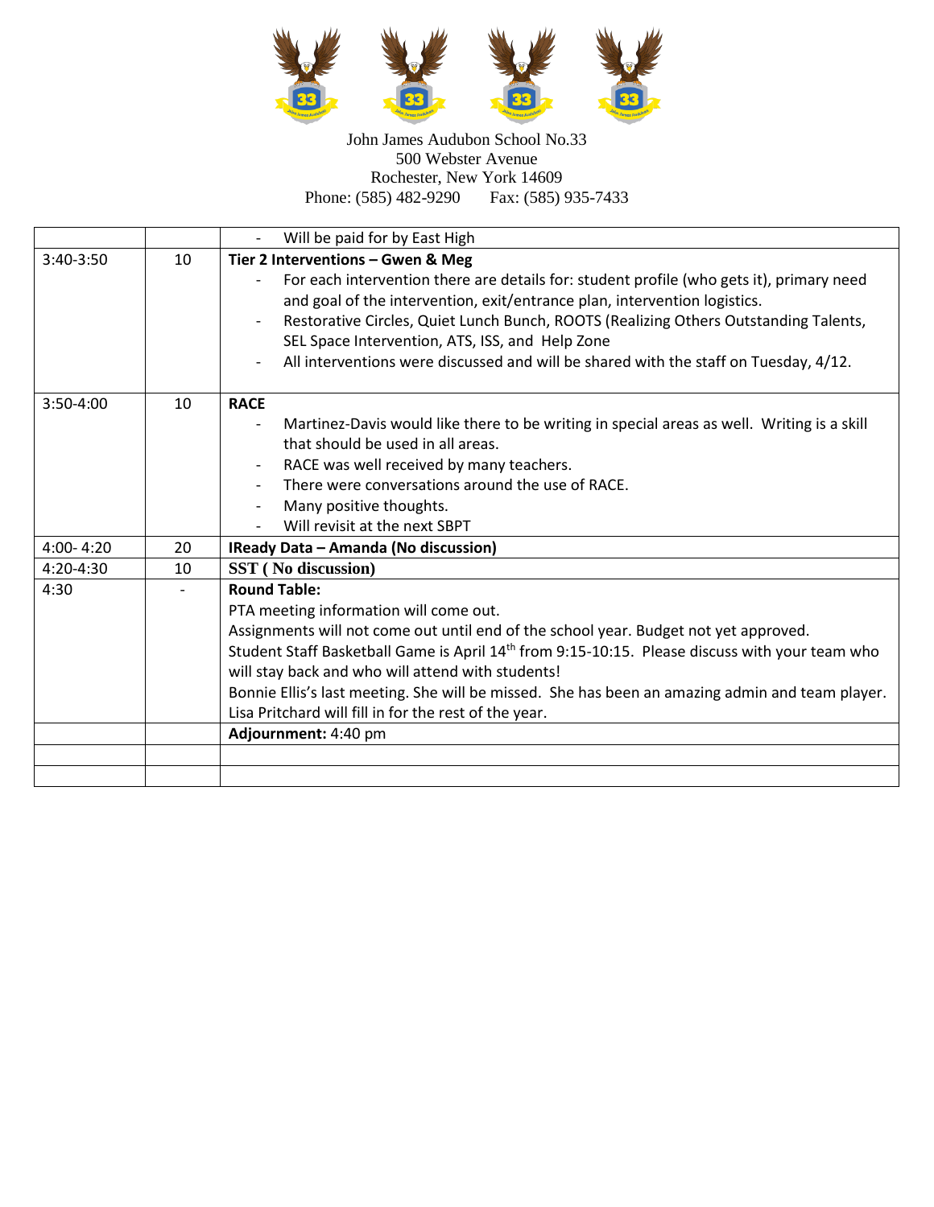John James Audubon School No.33
500 Webster Avenue
Rochester, New York 14609
Phone: (585) 482-9290 Fax: (585) 935-7433

| | | |
|---|---|---|
| | | - Will be paid for by East High |
| 3:40-3:50 | 10 | **Tier 2 Interventions – Gwen & Meg**<br>- For each intervention there are details for: student profile (who gets it), primary need and goal of the intervention, exit/entrance plan, intervention logistics.<br>- Restorative Circles, Quiet Lunch Bunch, ROOTS (Realizing Others Outstanding Talents, SEL Space Intervention, ATS, ISS, and Help Zone<br>- All interventions were discussed and will be shared with the staff on Tuesday, 4/12. |
| 3:50-4:00 | 10 | **RACE**<br>- Martinez-Davis would like there to be writing in special areas as well. Writing is a skill that should be used in all areas.<br>- RACE was well received by many teachers.<br>- There were conversations around the use of RACE.<br>- Many positive thoughts.<br>- Will revisit at the next SBPT |
| 4:00- 4:20 | 20 | **IReady Data – Amanda (No discussion)** |
| 4:20-4:30 | 10 | **SST ( No discussion)** |
| 4:30 | - | **Round Table:**<br>PTA meeting information will come out.<br>Assignments will not come out until end of the school year. Budget not yet approved.<br>Student Staff Basketball Game is April 14th from 9:15-10:15. Please discuss with your team who will stay back and who will attend with students!<br>Bonnie Ellis's last meeting. She will be missed. She has been an amazing admin and team player. Lisa Pritchard will fill in for the rest of the year. |
| | | **Adjournment:** 4:40 pm |
| | | |
| | | |